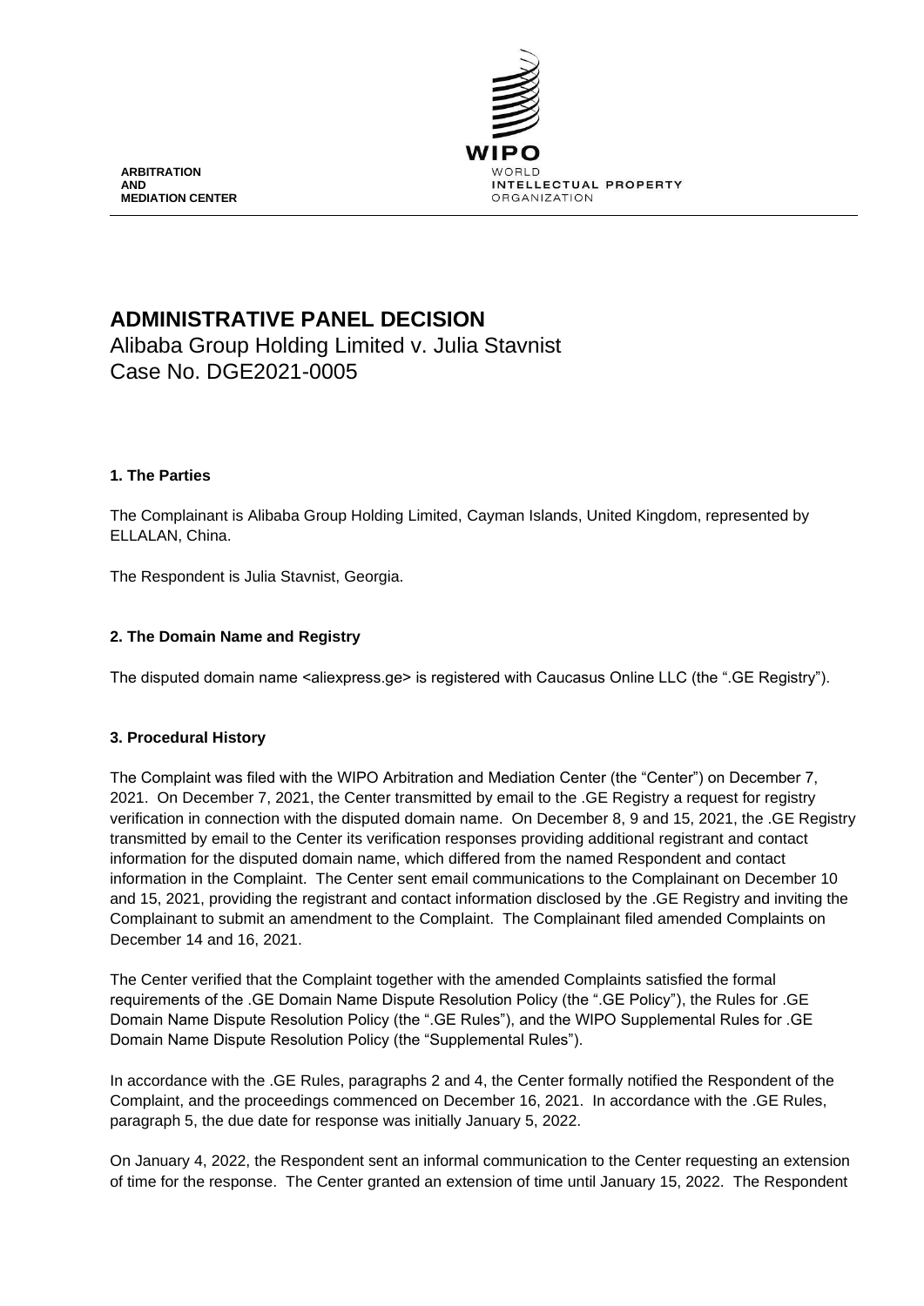ARBITRATION AND MEDIATION CENTER

WIPO WORLD INTELLECTUAL PROPERTY ORGANIZATION

# ADMINISTRATIVE PANEL DECISION

Alibaba Group Holding Limited v. Julia Stavnist
Case No. DGE2021-0005

## 1. The Parties

The Complainant is Alibaba Group Holding Limited, Cayman Islands, United Kingdom, represented by ELLALAN, China.

The Respondent is Julia Stavnist, Georgia.

## 2. The Domain Name and Registry

The disputed domain name <aliexpress.ge> is registered with Caucasus Online LLC (the ".GE Registry").

## 3. Procedural History

The Complaint was filed with the WIPO Arbitration and Mediation Center (the "Center") on December 7, 2021. On December 7, 2021, the Center transmitted by email to the .GE Registry a request for registry verification in connection with the disputed domain name. On December 8, 9 and 15, 2021, the .GE Registry transmitted by email to the Center its verification responses providing additional registrant and contact information for the disputed domain name, which differed from the named Respondent and contact information in the Complaint. The Center sent email communications to the Complainant on December 10 and 15, 2021, providing the registrant and contact information disclosed by the .GE Registry and inviting the Complainant to submit an amendment to the Complaint. The Complainant filed amended Complaints on December 14 and 16, 2021.

The Center verified that the Complaint together with the amended Complaints satisfied the formal requirements of the .GE Domain Name Dispute Resolution Policy (the ".GE Policy"), the Rules for .GE Domain Name Dispute Resolution Policy (the ".GE Rules"), and the WIPO Supplemental Rules for .GE Domain Name Dispute Resolution Policy (the "Supplemental Rules").

In accordance with the .GE Rules, paragraphs 2 and 4, the Center formally notified the Respondent of the Complaint, and the proceedings commenced on December 16, 2021. In accordance with the .GE Rules, paragraph 5, the due date for response was initially January 5, 2022.

On January 4, 2022, the Respondent sent an informal communication to the Center requesting an extension of time for the response. The Center granted an extension of time until January 15, 2022. The Respondent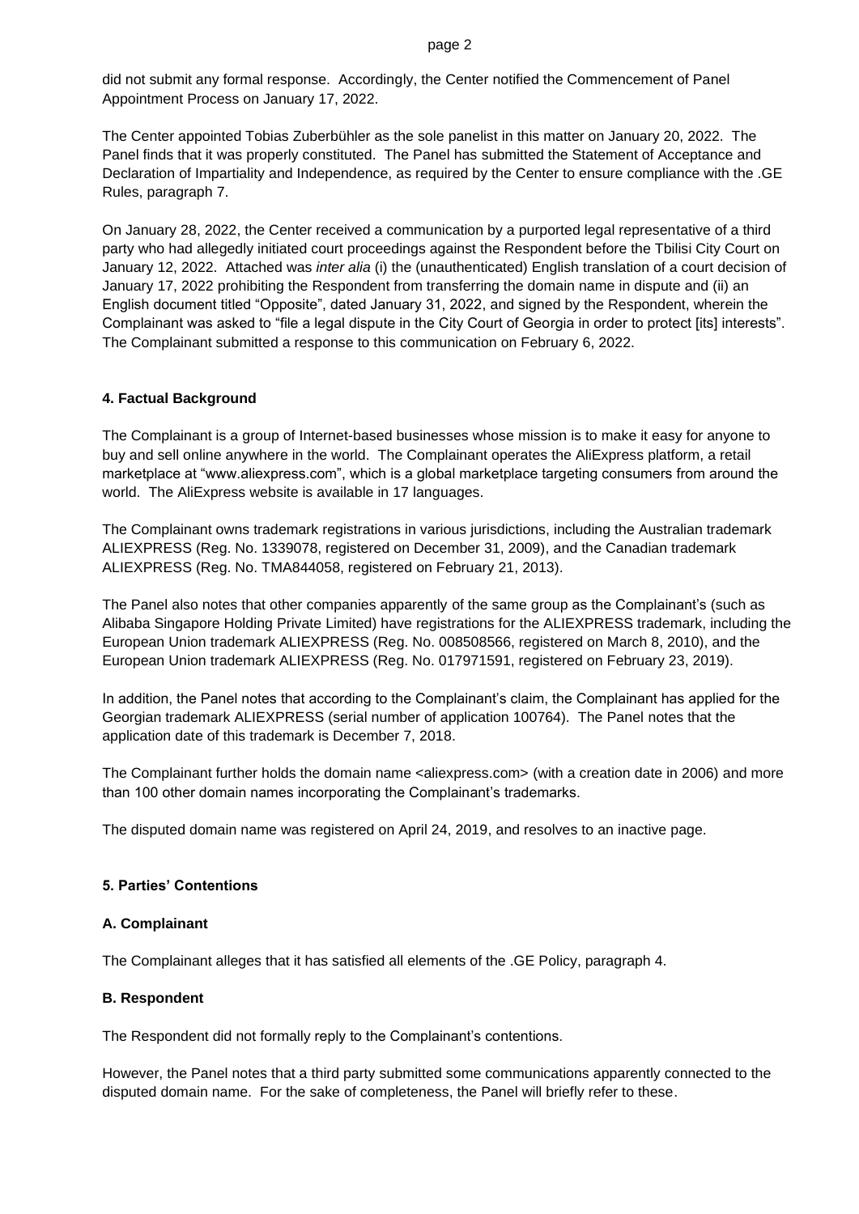did not submit any formal response. Accordingly, the Center notified the Commencement of Panel Appointment Process on January 17, 2022.

The Center appointed Tobias Zuberbühler as the sole panelist in this matter on January 20, 2022. The Panel finds that it was properly constituted. The Panel has submitted the Statement of Acceptance and Declaration of Impartiality and Independence, as required by the Center to ensure compliance with the .GE Rules, paragraph 7.

On January 28, 2022, the Center received a communication by a purported legal representative of a third party who had allegedly initiated court proceedings against the Respondent before the Tbilisi City Court on January 12, 2022. Attached was *inter alia* (i) the (unauthenticated) English translation of a court decision of January 17, 2022 prohibiting the Respondent from transferring the domain name in dispute and (ii) an English document titled "Opposite", dated January 31, 2022, and signed by the Respondent, wherein the Complainant was asked to "file a legal dispute in the City Court of Georgia in order to protect [its] interests". The Complainant submitted a response to this communication on February 6, 2022.

## 4. Factual Background

The Complainant is a group of Internet-based businesses whose mission is to make it easy for anyone to buy and sell online anywhere in the world. The Complainant operates the AliExpress platform, a retail marketplace at "www.aliexpress.com", which is a global marketplace targeting consumers from around the world. The AliExpress website is available in 17 languages.

The Complainant owns trademark registrations in various jurisdictions, including the Australian trademark ALIEXPRESS (Reg. No. 1339078, registered on December 31, 2009), and the Canadian trademark ALIEXPRESS (Reg. No. TMA844058, registered on February 21, 2013).

The Panel also notes that other companies apparently of the same group as the Complainant's (such as Alibaba Singapore Holding Private Limited) have registrations for the ALIEXPRESS trademark, including the European Union trademark ALIEXPRESS (Reg. No. 008508566, registered on March 8, 2010), and the European Union trademark ALIEXPRESS (Reg. No. 017971591, registered on February 23, 2019).

In addition, the Panel notes that according to the Complainant's claim, the Complainant has applied for the Georgian trademark ALIEXPRESS (serial number of application 100764). The Panel notes that the application date of this trademark is December 7, 2018.

The Complainant further holds the domain name <aliexpress.com> (with a creation date in 2006) and more than 100 other domain names incorporating the Complainant's trademarks.

The disputed domain name was registered on April 24, 2019, and resolves to an inactive page.

## 5. Parties' Contentions

### A. Complainant

The Complainant alleges that it has satisfied all elements of the .GE Policy, paragraph 4.

### B. Respondent

The Respondent did not formally reply to the Complainant's contentions.

However, the Panel notes that a third party submitted some communications apparently connected to the disputed domain name. For the sake of completeness, the Panel will briefly refer to these.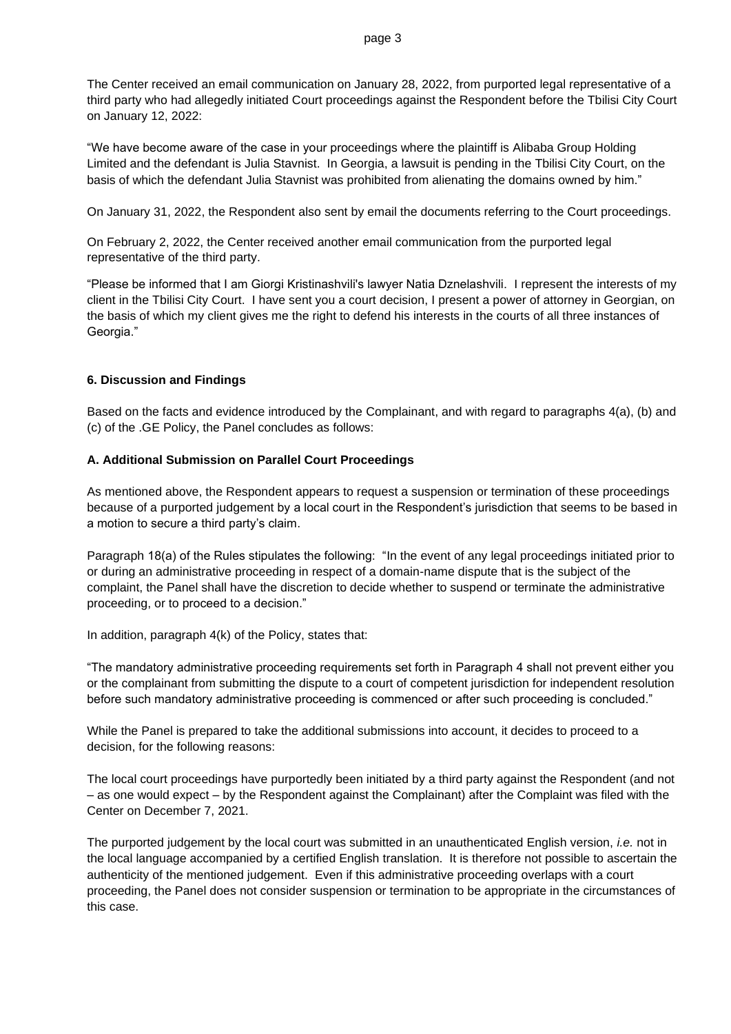The Center received an email communication on January 28, 2022, from purported legal representative of a third party who had allegedly initiated Court proceedings against the Respondent before the Tbilisi City Court on January 12, 2022:

"We have become aware of the case in your proceedings where the plaintiff is Alibaba Group Holding Limited and the defendant is Julia Stavnist. In Georgia, a lawsuit is pending in the Tbilisi City Court, on the basis of which the defendant Julia Stavnist was prohibited from alienating the domains owned by him."

On January 31, 2022, the Respondent also sent by email the documents referring to the Court proceedings.

On February 2, 2022, the Center received another email communication from the purported legal representative of the third party.

"Please be informed that I am Giorgi Kristinashvili's lawyer Natia Dznelashvili. I represent the interests of my client in the Tbilisi City Court. I have sent you a court decision, I present a power of attorney in Georgian, on the basis of which my client gives me the right to defend his interests in the courts of all three instances of Georgia."

## 6. Discussion and Findings

Based on the facts and evidence introduced by the Complainant, and with regard to paragraphs 4(a), (b) and (c) of the .GE Policy, the Panel concludes as follows:

### A. Additional Submission on Parallel Court Proceedings

As mentioned above, the Respondent appears to request a suspension or termination of these proceedings because of a purported judgement by a local court in the Respondent's jurisdiction that seems to be based in a motion to secure a third party's claim.

Paragraph 18(a) of the Rules stipulates the following: "In the event of any legal proceedings initiated prior to or during an administrative proceeding in respect of a domain-name dispute that is the subject of the complaint, the Panel shall have the discretion to decide whether to suspend or terminate the administrative proceeding, or to proceed to a decision."

In addition, paragraph 4(k) of the Policy, states that:

"The mandatory administrative proceeding requirements set forth in Paragraph 4 shall not prevent either you or the complainant from submitting the dispute to a court of competent jurisdiction for independent resolution before such mandatory administrative proceeding is commenced or after such proceeding is concluded."

While the Panel is prepared to take the additional submissions into account, it decides to proceed to a decision, for the following reasons:

The local court proceedings have purportedly been initiated by a third party against the Respondent (and not – as one would expect – by the Respondent against the Complainant) after the Complaint was filed with the Center on December 7, 2021.

The purported judgement by the local court was submitted in an unauthenticated English version, *i.e.* not in the local language accompanied by a certified English translation. It is therefore not possible to ascertain the authenticity of the mentioned judgement. Even if this administrative proceeding overlaps with a court proceeding, the Panel does not consider suspension or termination to be appropriate in the circumstances of this case.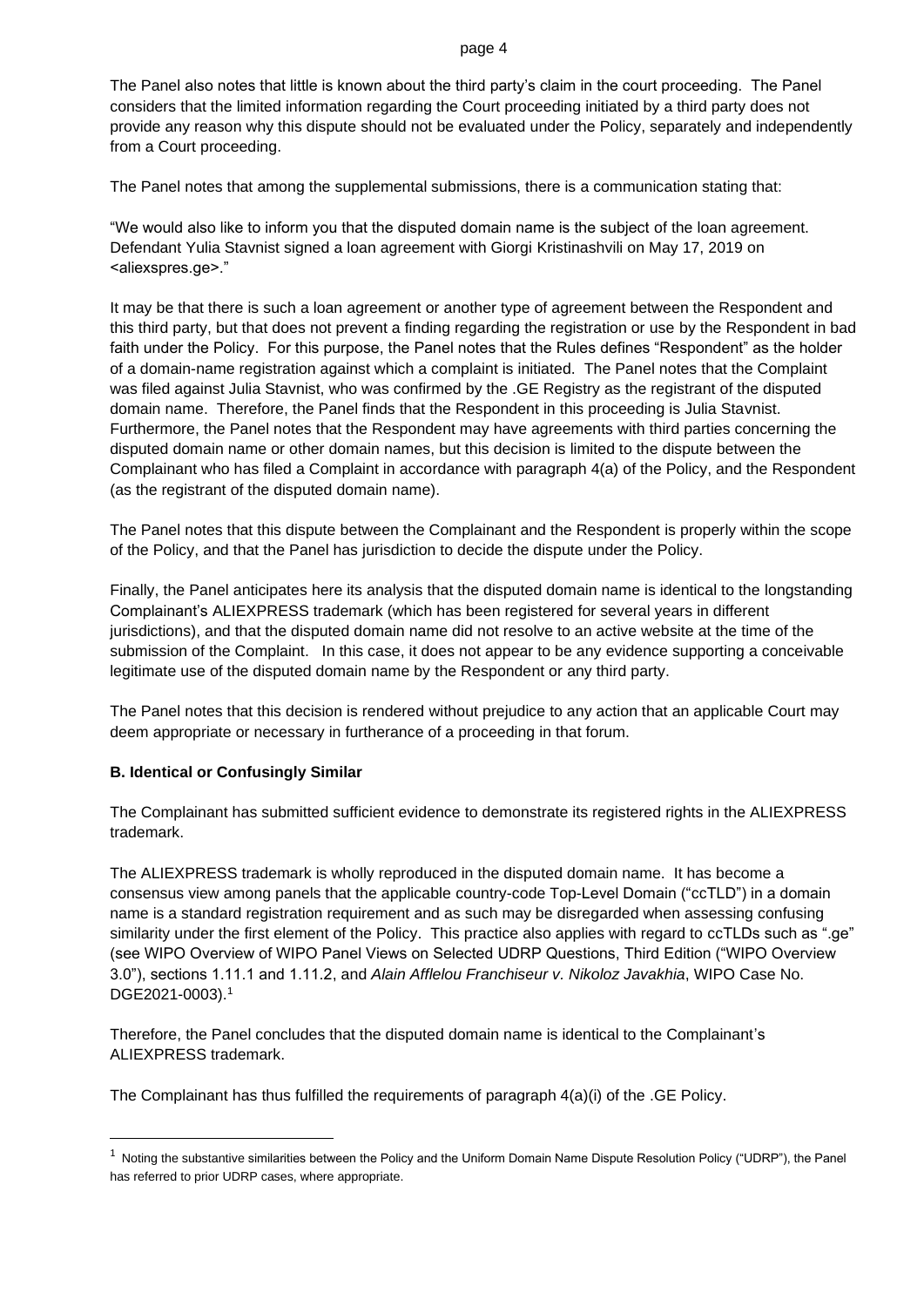The Panel also notes that little is known about the third party's claim in the court proceeding. The Panel considers that the limited information regarding the Court proceeding initiated by a third party does not provide any reason why this dispute should not be evaluated under the Policy, separately and independently from a Court proceeding.

The Panel notes that among the supplemental submissions, there is a communication stating that:

"We would also like to inform you that the disputed domain name is the subject of the loan agreement. Defendant Yulia Stavnist signed a loan agreement with Giorgi Kristinashvili on May 17, 2019 on <aliexspres.ge>."

It may be that there is such a loan agreement or another type of agreement between the Respondent and this third party, but that does not prevent a finding regarding the registration or use by the Respondent in bad faith under the Policy. For this purpose, the Panel notes that the Rules defines "Respondent" as the holder of a domain-name registration against which a complaint is initiated. The Panel notes that the Complaint was filed against Julia Stavnist, who was confirmed by the .GE Registry as the registrant of the disputed domain name. Therefore, the Panel finds that the Respondent in this proceeding is Julia Stavnist. Furthermore, the Panel notes that the Respondent may have agreements with third parties concerning the disputed domain name or other domain names, but this decision is limited to the dispute between the Complainant who has filed a Complaint in accordance with paragraph 4(a) of the Policy, and the Respondent (as the registrant of the disputed domain name).

The Panel notes that this dispute between the Complainant and the Respondent is properly within the scope of the Policy, and that the Panel has jurisdiction to decide the dispute under the Policy.

Finally, the Panel anticipates here its analysis that the disputed domain name is identical to the longstanding Complainant's ALIEXPRESS trademark (which has been registered for several years in different jurisdictions), and that the disputed domain name did not resolve to an active website at the time of the submission of the Complaint. In this case, it does not appear to be any evidence supporting a conceivable legitimate use of the disputed domain name by the Respondent or any third party.

The Panel notes that this decision is rendered without prejudice to any action that an applicable Court may deem appropriate or necessary in furtherance of a proceeding in that forum.

### B. Identical or Confusingly Similar

The Complainant has submitted sufficient evidence to demonstrate its registered rights in the ALIEXPRESS trademark.

The ALIEXPRESS trademark is wholly reproduced in the disputed domain name. It has become a consensus view among panels that the applicable country-code Top-Level Domain ("ccTLD") in a domain name is a standard registration requirement and as such may be disregarded when assessing confusing similarity under the first element of the Policy. This practice also applies with regard to ccTLDs such as ".ge" (see WIPO Overview of WIPO Panel Views on Selected UDRP Questions, Third Edition ("WIPO Overview 3.0"), sections 1.11.1 and 1.11.2, and *Alain Afflelou Franchiseur v. Nikoloz Javakhia*, WIPO Case No. DGE2021-0003).[1]

Therefore, the Panel concludes that the disputed domain name is identical to the Complainant's ALIEXPRESS trademark.

The Complainant has thus fulfilled the requirements of paragraph 4(a)(i) of the .GE Policy.

---

[1] Noting the substantive similarities between the Policy and the Uniform Domain Name Dispute Resolution Policy ("UDRP"), the Panel has referred to prior UDRP cases, where appropriate.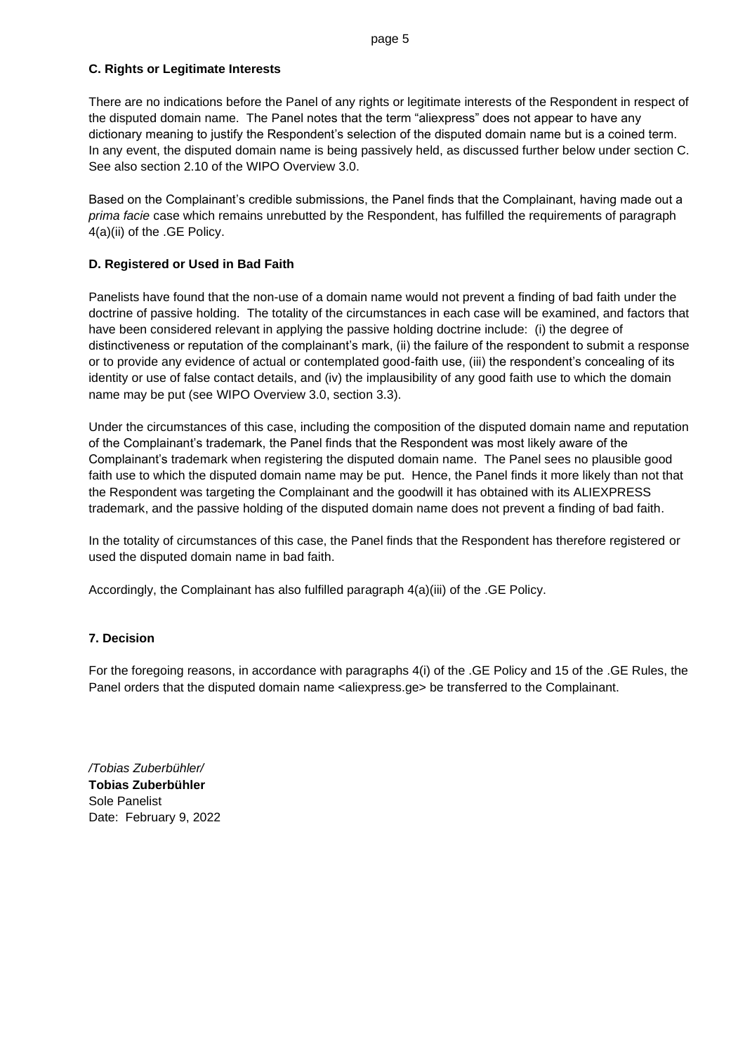### C. Rights or Legitimate Interests

There are no indications before the Panel of any rights or legitimate interests of the Respondent in respect of the disputed domain name. The Panel notes that the term "aliexpress" does not appear to have any dictionary meaning to justify the Respondent's selection of the disputed domain name but is a coined term. In any event, the disputed domain name is being passively held, as discussed further below under section C. See also section 2.10 of the WIPO Overview 3.0.

Based on the Complainant's credible submissions, the Panel finds that the Complainant, having made out a *prima facie* case which remains unrebutted by the Respondent, has fulfilled the requirements of paragraph 4(a)(ii) of the .GE Policy.

### D. Registered or Used in Bad Faith

Panelists have found that the non-use of a domain name would not prevent a finding of bad faith under the doctrine of passive holding. The totality of the circumstances in each case will be examined, and factors that have been considered relevant in applying the passive holding doctrine include: (i) the degree of distinctiveness or reputation of the complainant's mark, (ii) the failure of the respondent to submit a response or to provide any evidence of actual or contemplated good-faith use, (iii) the respondent's concealing of its identity or use of false contact details, and (iv) the implausibility of any good faith use to which the domain name may be put (see WIPO Overview 3.0, section 3.3).

Under the circumstances of this case, including the composition of the disputed domain name and reputation of the Complainant's trademark, the Panel finds that the Respondent was most likely aware of the Complainant's trademark when registering the disputed domain name. The Panel sees no plausible good faith use to which the disputed domain name may be put. Hence, the Panel finds it more likely than not that the Respondent was targeting the Complainant and the goodwill it has obtained with its ALIEXPRESS trademark, and the passive holding of the disputed domain name does not prevent a finding of bad faith.

In the totality of circumstances of this case, the Panel finds that the Respondent has therefore registered or used the disputed domain name in bad faith.

Accordingly, the Complainant has also fulfilled paragraph 4(a)(iii) of the .GE Policy.

## 7. Decision

For the foregoing reasons, in accordance with paragraphs 4(i) of the .GE Policy and 15 of the .GE Rules, the Panel orders that the disputed domain name <aliexpress.ge> be transferred to the Complainant.

*/Tobias Zuberbühler/*
**Tobias Zuberbühler**
Sole Panelist
Date: February 9, 2022